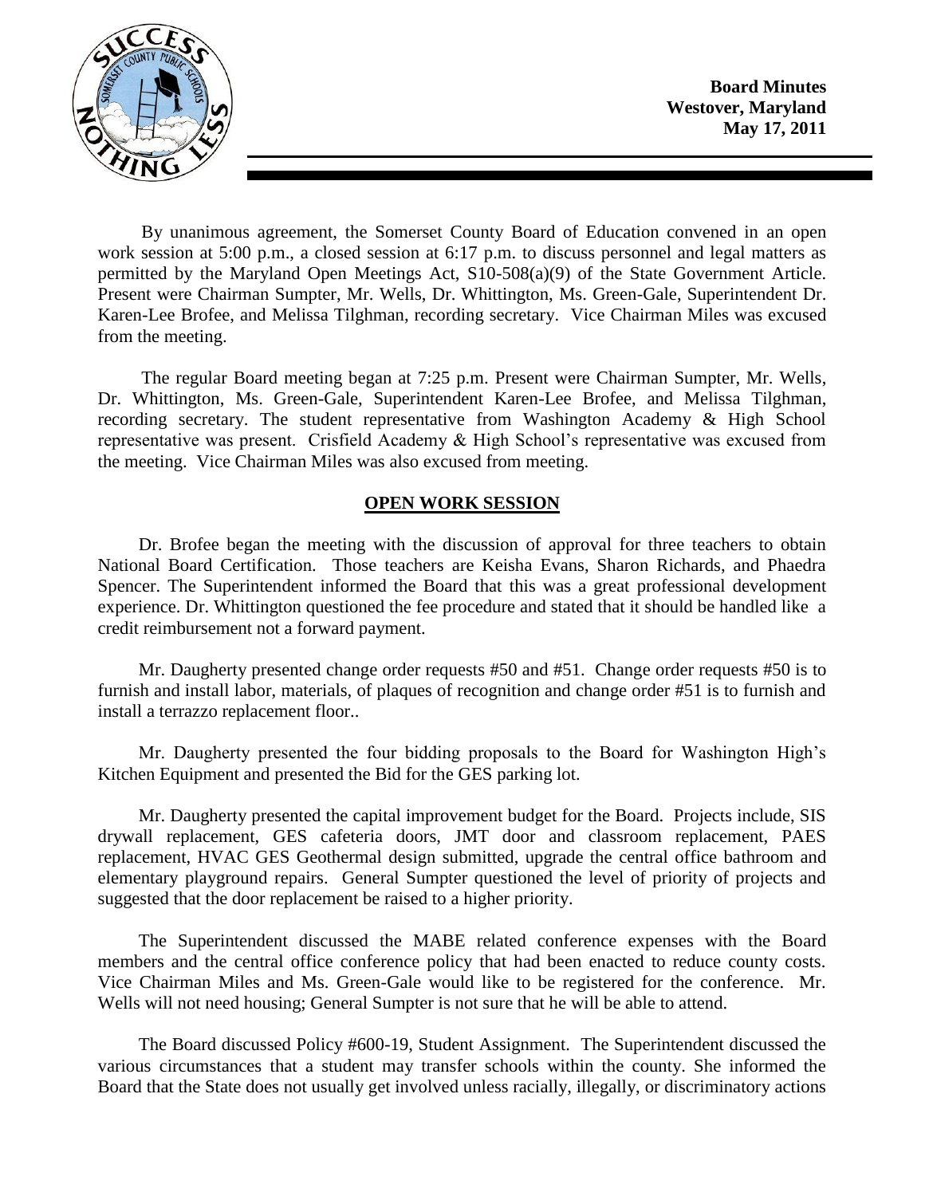**Board Minutes**
**Westover, Maryland**
**May 17, 2011**

By unanimous agreement, the Somerset County Board of Education convened in an open work session at 5:00 p.m., a closed session at 6:17 p.m. to discuss personnel and legal matters as permitted by the Maryland Open Meetings Act, S10-508(a)(9) of the State Government Article. Present were Chairman Sumpter, Mr. Wells, Dr. Whittington, Ms. Green-Gale, Superintendent Dr. Karen-Lee Brofee, and Melissa Tilghman, recording secretary. Vice Chairman Miles was excused from the meeting.

The regular Board meeting began at 7:25 p.m. Present were Chairman Sumpter, Mr. Wells, Dr. Whittington, Ms. Green-Gale, Superintendent Karen-Lee Brofee, and Melissa Tilghman, recording secretary. The student representative from Washington Academy & High School representative was present. Crisfield Academy & High School's representative was excused from the meeting. Vice Chairman Miles was also excused from meeting.

## OPEN WORK SESSION

Dr. Brofee began the meeting with the discussion of approval for three teachers to obtain National Board Certification. Those teachers are Keisha Evans, Sharon Richards, and Phaedra Spencer. The Superintendent informed the Board that this was a great professional development experience. Dr. Whittington questioned the fee procedure and stated that it should be handled like a credit reimbursement not a forward payment.

Mr. Daugherty presented change order requests #50 and #51. Change order requests #50 is to furnish and install labor, materials, of plaques of recognition and change order #51 is to furnish and install a terrazzo replacement floor..

Mr. Daugherty presented the four bidding proposals to the Board for Washington High's Kitchen Equipment and presented the Bid for the GES parking lot.

Mr. Daugherty presented the capital improvement budget for the Board. Projects include, SIS drywall replacement, GES cafeteria doors, JMT door and classroom replacement, PAES replacement, HVAC GES Geothermal design submitted, upgrade the central office bathroom and elementary playground repairs. General Sumpter questioned the level of priority of projects and suggested that the door replacement be raised to a higher priority.

The Superintendent discussed the MABE related conference expenses with the Board members and the central office conference policy that had been enacted to reduce county costs. Vice Chairman Miles and Ms. Green-Gale would like to be registered for the conference. Mr. Wells will not need housing; General Sumpter is not sure that he will be able to attend.

The Board discussed Policy #600-19, Student Assignment. The Superintendent discussed the various circumstances that a student may transfer schools within the county. She informed the Board that the State does not usually get involved unless racially, illegally, or discriminatory actions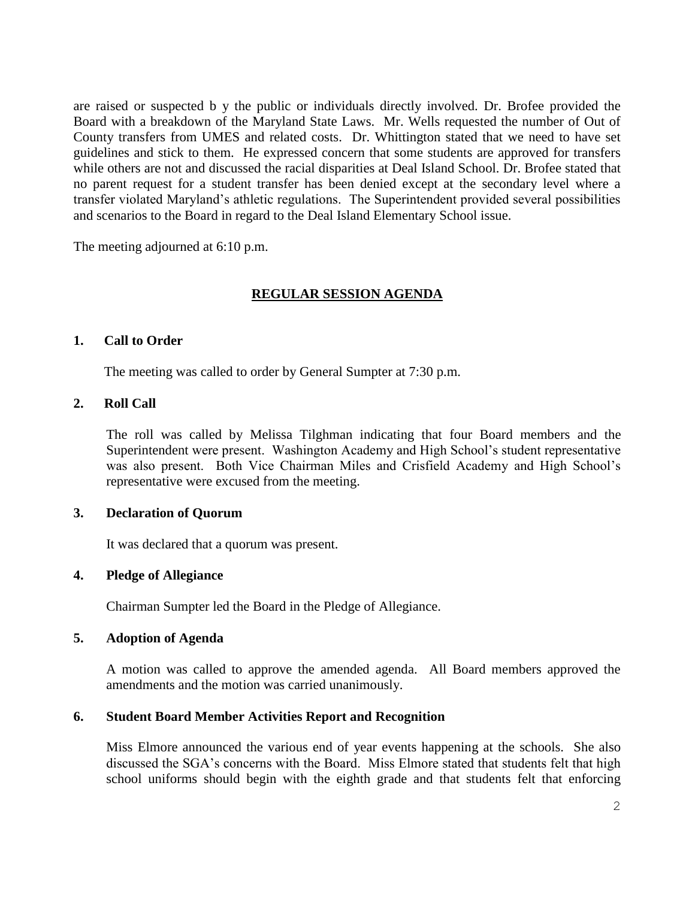are raised or suspected b y the public or individuals directly involved. Dr. Brofee provided the Board with a breakdown of the Maryland State Laws. Mr. Wells requested the number of Out of County transfers from UMES and related costs. Dr. Whittington stated that we need to have set guidelines and stick to them. He expressed concern that some students are approved for transfers while others are not and discussed the racial disparities at Deal Island School. Dr. Brofee stated that no parent request for a student transfer has been denied except at the secondary level where a transfer violated Maryland's athletic regulations. The Superintendent provided several possibilities and scenarios to the Board in regard to the Deal Island Elementary School issue.

The meeting adjourned at 6:10 p.m.

## REGULAR SESSION AGENDA

### 1. Call to Order

The meeting was called to order by General Sumpter at 7:30 p.m.

### 2. Roll Call

The roll was called by Melissa Tilghman indicating that four Board members and the Superintendent were present. Washington Academy and High School's student representative was also present. Both Vice Chairman Miles and Crisfield Academy and High School's representative were excused from the meeting.

### 3. Declaration of Quorum

It was declared that a quorum was present.

### 4. Pledge of Allegiance

Chairman Sumpter led the Board in the Pledge of Allegiance.

### 5. Adoption of Agenda

A motion was called to approve the amended agenda. All Board members approved the amendments and the motion was carried unanimously.

### 6. Student Board Member Activities Report and Recognition

Miss Elmore announced the various end of year events happening at the schools. She also discussed the SGA's concerns with the Board. Miss Elmore stated that students felt that high school uniforms should begin with the eighth grade and that students felt that enforcing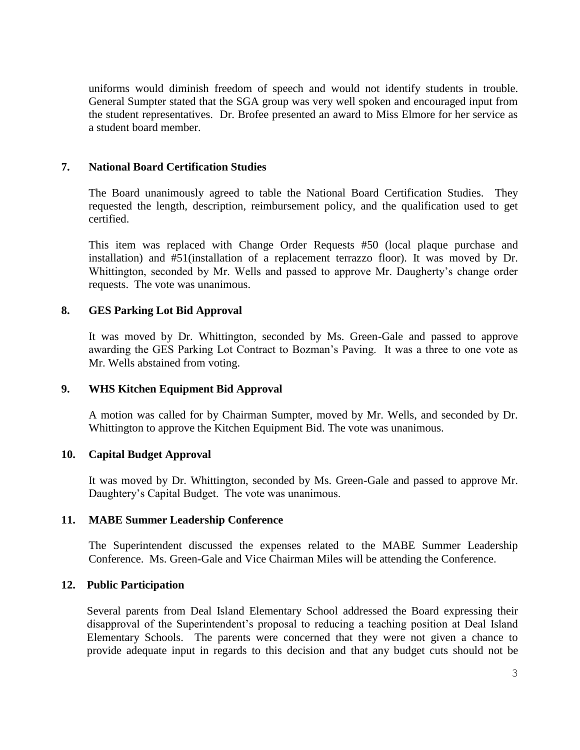uniforms would diminish freedom of speech and would not identify students in trouble. General Sumpter stated that the SGA group was very well spoken and encouraged input from the student representatives. Dr. Brofee presented an award to Miss Elmore for her service as a student board member.

## 7. National Board Certification Studies

The Board unanimously agreed to table the National Board Certification Studies. They requested the length, description, reimbursement policy, and the qualification used to get certified.

This item was replaced with Change Order Requests #50 (local plaque purchase and installation) and #51(installation of a replacement terrazzo floor). It was moved by Dr. Whittington, seconded by Mr. Wells and passed to approve Mr. Daugherty's change order requests. The vote was unanimous.

## 8. GES Parking Lot Bid Approval

It was moved by Dr. Whittington, seconded by Ms. Green-Gale and passed to approve awarding the GES Parking Lot Contract to Bozman's Paving. It was a three to one vote as Mr. Wells abstained from voting.

## 9. WHS Kitchen Equipment Bid Approval

A motion was called for by Chairman Sumpter, moved by Mr. Wells, and seconded by Dr. Whittington to approve the Kitchen Equipment Bid. The vote was unanimous.

## 10. Capital Budget Approval

It was moved by Dr. Whittington, seconded by Ms. Green-Gale and passed to approve Mr. Daughtery's Capital Budget. The vote was unanimous.

## 11. MABE Summer Leadership Conference

The Superintendent discussed the expenses related to the MABE Summer Leadership Conference. Ms. Green-Gale and Vice Chairman Miles will be attending the Conference.

## 12. Public Participation

Several parents from Deal Island Elementary School addressed the Board expressing their disapproval of the Superintendent's proposal to reducing a teaching position at Deal Island Elementary Schools. The parents were concerned that they were not given a chance to provide adequate input in regards to this decision and that any budget cuts should not be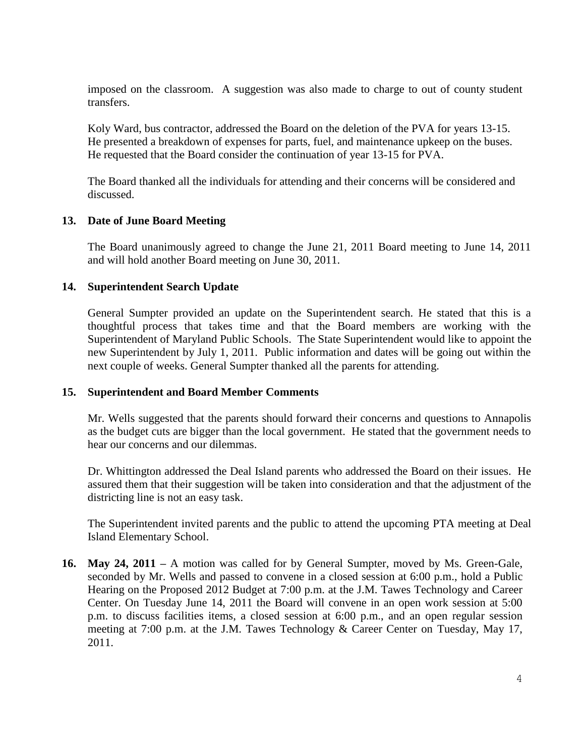imposed on the classroom. A suggestion was also made to charge to out of county student transfers.

Koly Ward, bus contractor, addressed the Board on the deletion of the PVA for years 13-15. He presented a breakdown of expenses for parts, fuel, and maintenance upkeep on the buses. He requested that the Board consider the continuation of year 13-15 for PVA.

The Board thanked all the individuals for attending and their concerns will be considered and discussed.

**13. Date of June Board Meeting**

The Board unanimously agreed to change the June 21, 2011 Board meeting to June 14, 2011 and will hold another Board meeting on June 30, 2011.

**14. Superintendent Search Update**

General Sumpter provided an update on the Superintendent search. He stated that this is a thoughtful process that takes time and that the Board members are working with the Superintendent of Maryland Public Schools. The State Superintendent would like to appoint the new Superintendent by July 1, 2011. Public information and dates will be going out within the next couple of weeks. General Sumpter thanked all the parents for attending.

**15. Superintendent and Board Member Comments**

Mr. Wells suggested that the parents should forward their concerns and questions to Annapolis as the budget cuts are bigger than the local government. He stated that the government needs to hear our concerns and our dilemmas.

Dr. Whittington addressed the Deal Island parents who addressed the Board on their issues. He assured them that their suggestion will be taken into consideration and that the adjustment of the districting line is not an easy task.

The Superintendent invited parents and the public to attend the upcoming PTA meeting at Deal Island Elementary School.

**16. May 24, 2011 –** A motion was called for by General Sumpter, moved by Ms. Green-Gale, seconded by Mr. Wells and passed to convene in a closed session at 6:00 p.m., hold a Public Hearing on the Proposed 2012 Budget at 7:00 p.m. at the J.M. Tawes Technology and Career Center. On Tuesday June 14, 2011 the Board will convene in an open work session at 5:00 p.m. to discuss facilities items, a closed session at 6:00 p.m., and an open regular session meeting at 7:00 p.m. at the J.M. Tawes Technology & Career Center on Tuesday, May 17, 2011.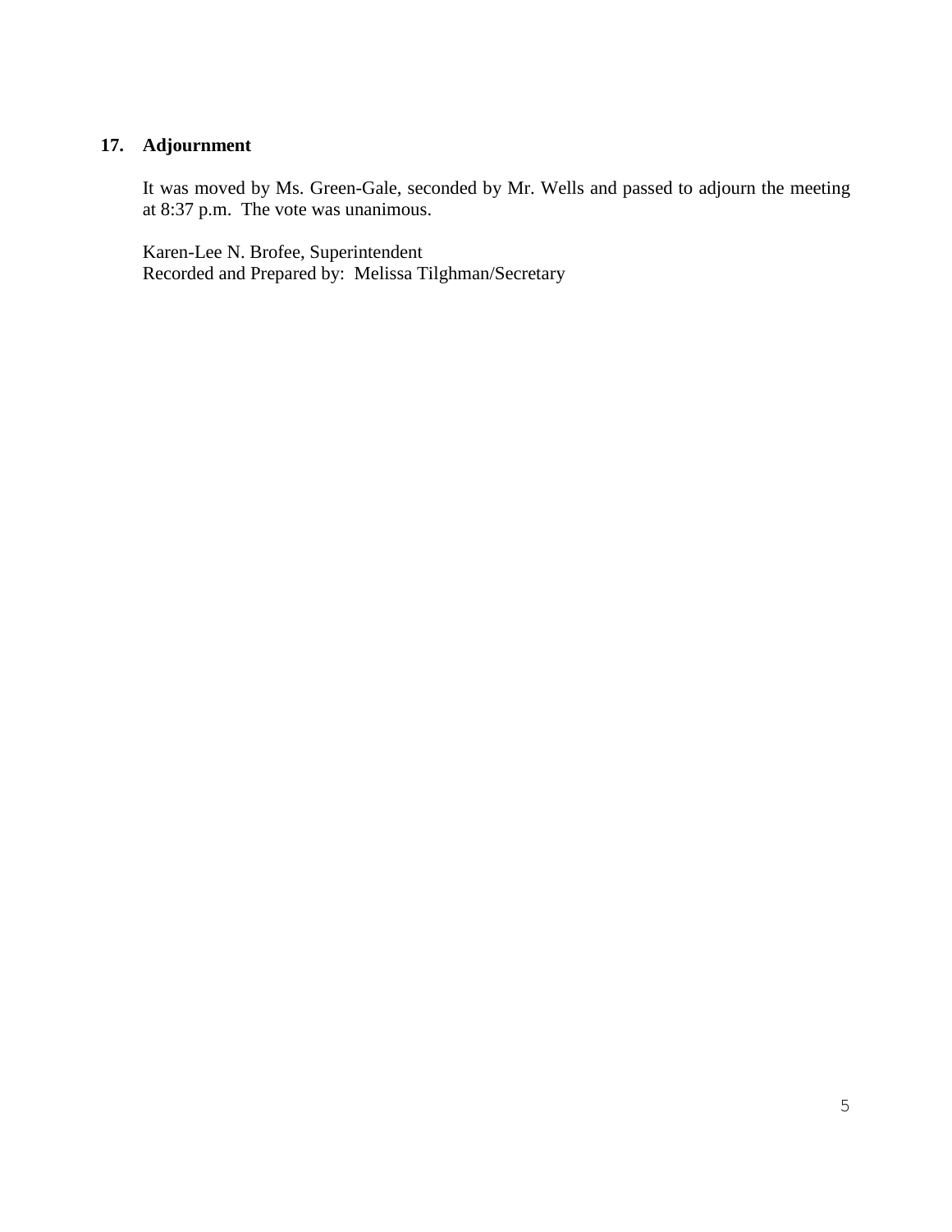## 17. Adjournment

It was moved by Ms. Green-Gale, seconded by Mr. Wells and passed to adjourn the meeting at 8:37 p.m. The vote was unanimous.

Karen-Lee N. Brofee, Superintendent
Recorded and Prepared by: Melissa Tilghman/Secretary